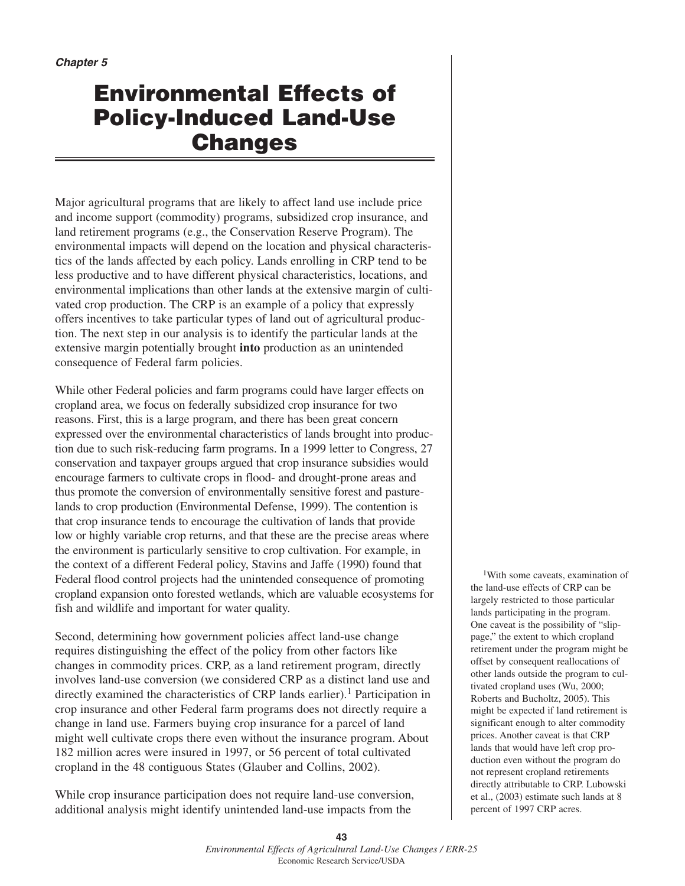*Chapter 5*

# Environmental Effects of Policy-Induced Land-Use Changes

Major agricultural programs that are likely to affect land use include price and income support (commodity) programs, subsidized crop insurance, and land retirement programs (e.g., the Conservation Reserve Program). The environmental impacts will depend on the location and physical characteristics of the lands affected by each policy. Lands enrolling in CRP tend to be less productive and to have different physical characteristics, locations, and environmental implications than other lands at the extensive margin of cultivated crop production. The CRP is an example of a policy that expressly offers incentives to take particular types of land out of agricultural production. The next step in our analysis is to identify the particular lands at the extensive margin potentially brought **into** production as an unintended consequence of Federal farm policies.

While other Federal policies and farm programs could have larger effects on cropland area, we focus on federally subsidized crop insurance for two reasons. First, this is a large program, and there has been great concern expressed over the environmental characteristics of lands brought into production due to such risk-reducing farm programs. In a 1999 letter to Congress, 27 conservation and taxpayer groups argued that crop insurance subsidies would encourage farmers to cultivate crops in flood- and drought-prone areas and thus promote the conversion of environmentally sensitive forest and pasturelands to crop production (Environmental Defense, 1999). The contention is that crop insurance tends to encourage the cultivation of lands that provide low or highly variable crop returns, and that these are the precise areas where the environment is particularly sensitive to crop cultivation. For example, in the context of a different Federal policy, Stavins and Jaffe (1990) found that Federal flood control projects had the unintended consequence of promoting cropland expansion onto forested wetlands, which are valuable ecosystems for fish and wildlife and important for water quality.

Second, determining how government policies affect land-use change requires distinguishing the effect of the policy from other factors like changes in commodity prices. CRP, as a land retirement program, directly involves land-use conversion (we considered CRP as a distinct land use and directly examined the characteristics of CRP lands earlier).[1] Participation in crop insurance and other Federal farm programs does not directly require a change in land use. Farmers buying crop insurance for a parcel of land might well cultivate crops there even without the insurance program. About 182 million acres were insured in 1997, or 56 percent of total cultivated cropland in the 48 contiguous States (Glauber and Collins, 2002).

While crop insurance participation does not require land-use conversion, additional analysis might identify unintended land-use impacts from the

[1]With some caveats, examination of the land-use effects of CRP can be largely restricted to those particular lands participating in the program. One caveat is the possibility of "slippage," the extent to which cropland retirement under the program might be offset by consequent reallocations of other lands outside the program to cultivated cropland uses (Wu, 2000; Roberts and Bucholtz, 2005). This might be expected if land retirement is significant enough to alter commodity prices. Another caveat is that CRP lands that would have left crop production even without the program do not represent cropland retirements directly attributable to CRP. Lubowski et al., (2003) estimate such lands at 8 percent of 1997 CRP acres.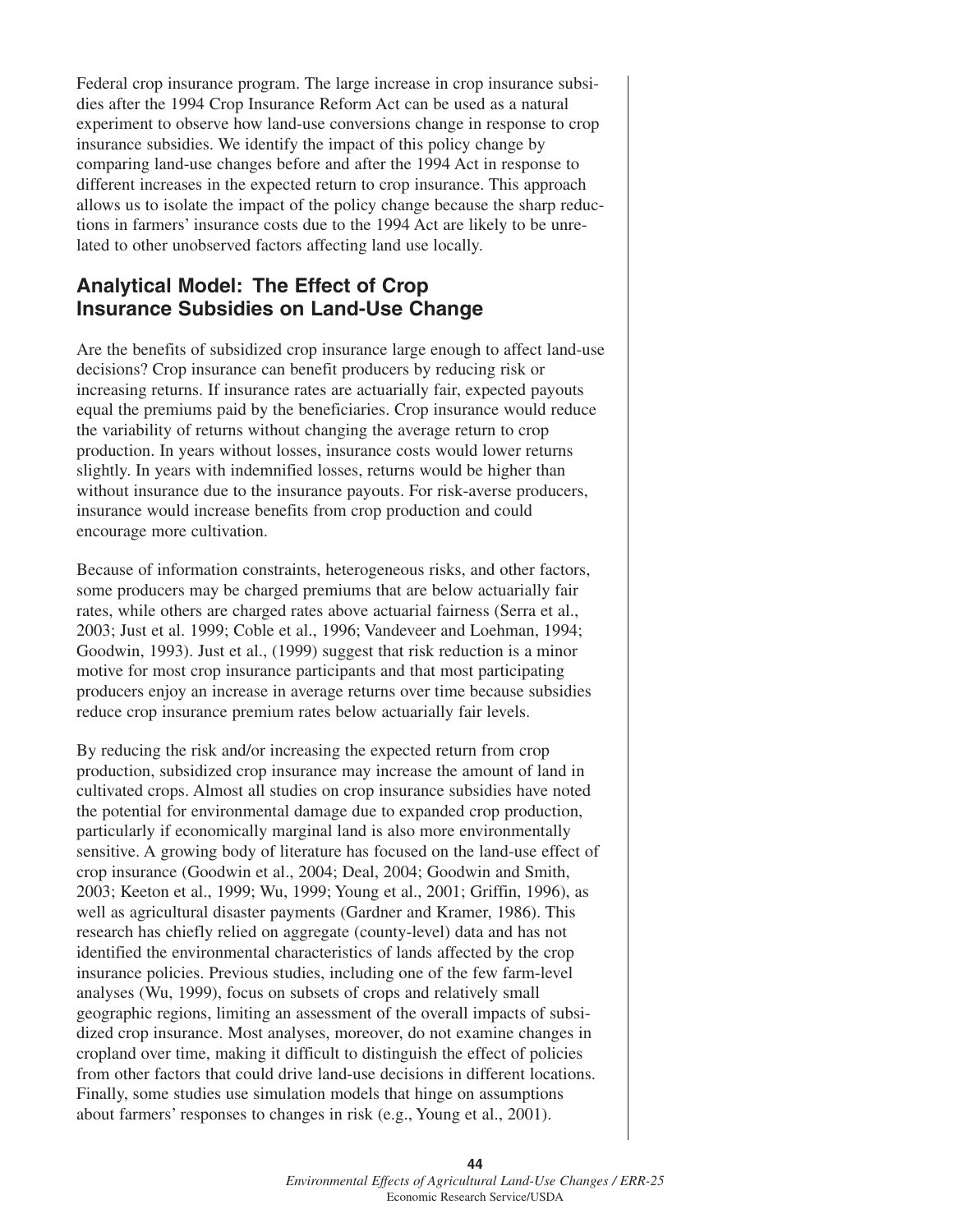Federal crop insurance program. The large increase in crop insurance subsidies after the 1994 Crop Insurance Reform Act can be used as a natural experiment to observe how land-use conversions change in response to crop insurance subsidies. We identify the impact of this policy change by comparing land-use changes before and after the 1994 Act in response to different increases in the expected return to crop insurance. This approach allows us to isolate the impact of the policy change because the sharp reductions in farmers' insurance costs due to the 1994 Act are likely to be unrelated to other unobserved factors affecting land use locally.

## Analytical Model: The Effect of Crop Insurance Subsidies on Land-Use Change

Are the benefits of subsidized crop insurance large enough to affect land-use decisions? Crop insurance can benefit producers by reducing risk or increasing returns. If insurance rates are actuarially fair, expected payouts equal the premiums paid by the beneficiaries. Crop insurance would reduce the variability of returns without changing the average return to crop production. In years without losses, insurance costs would lower returns slightly. In years with indemnified losses, returns would be higher than without insurance due to the insurance payouts. For risk-averse producers, insurance would increase benefits from crop production and could encourage more cultivation.

Because of information constraints, heterogeneous risks, and other factors, some producers may be charged premiums that are below actuarially fair rates, while others are charged rates above actuarial fairness (Serra et al., 2003; Just et al. 1999; Coble et al., 1996; Vandeveer and Loehman, 1994; Goodwin, 1993). Just et al., (1999) suggest that risk reduction is a minor motive for most crop insurance participants and that most participating producers enjoy an increase in average returns over time because subsidies reduce crop insurance premium rates below actuarially fair levels.

By reducing the risk and/or increasing the expected return from crop production, subsidized crop insurance may increase the amount of land in cultivated crops. Almost all studies on crop insurance subsidies have noted the potential for environmental damage due to expanded crop production, particularly if economically marginal land is also more environmentally sensitive. A growing body of literature has focused on the land-use effect of crop insurance (Goodwin et al., 2004; Deal, 2004; Goodwin and Smith, 2003; Keeton et al., 1999; Wu, 1999; Young et al., 2001; Griffin, 1996), as well as agricultural disaster payments (Gardner and Kramer, 1986). This research has chiefly relied on aggregate (county-level) data and has not identified the environmental characteristics of lands affected by the crop insurance policies. Previous studies, including one of the few farm-level analyses (Wu, 1999), focus on subsets of crops and relatively small geographic regions, limiting an assessment of the overall impacts of subsidized crop insurance. Most analyses, moreover, do not examine changes in cropland over time, making it difficult to distinguish the effect of policies from other factors that could drive land-use decisions in different locations. Finally, some studies use simulation models that hinge on assumptions about farmers' responses to changes in risk (e.g., Young et al., 2001).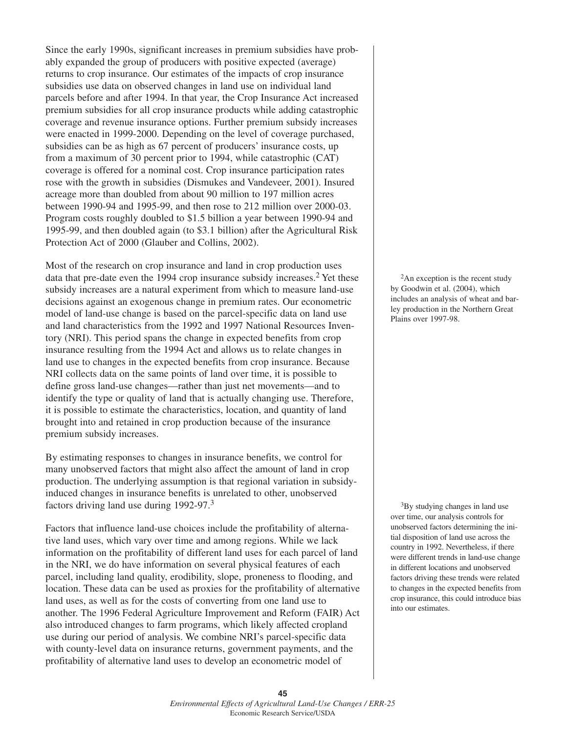Since the early 1990s, significant increases in premium subsidies have probably expanded the group of producers with positive expected (average) returns to crop insurance. Our estimates of the impacts of crop insurance subsidies use data on observed changes in land use on individual land parcels before and after 1994. In that year, the Crop Insurance Act increased premium subsidies for all crop insurance products while adding catastrophic coverage and revenue insurance options. Further premium subsidy increases were enacted in 1999-2000. Depending on the level of coverage purchased, subsidies can be as high as 67 percent of producers' insurance costs, up from a maximum of 30 percent prior to 1994, while catastrophic (CAT) coverage is offered for a nominal cost. Crop insurance participation rates rose with the growth in subsidies (Dismukes and Vandeveer, 2001). Insured acreage more than doubled from about 90 million to 197 million acres between 1990-94 and 1995-99, and then rose to 212 million over 2000-03. Program costs roughly doubled to \$1.5 billion a year between 1990-94 and 1995-99, and then doubled again (to \$3.1 billion) after the Agricultural Risk Protection Act of 2000 (Glauber and Collins, 2002).

Most of the research on crop insurance and land in crop production uses data that pre-date even the 1994 crop insurance subsidy increases.[2] Yet these subsidy increases are a natural experiment from which to measure land-use decisions against an exogenous change in premium rates. Our econometric model of land-use change is based on the parcel-specific data on land use and land characteristics from the 1992 and 1997 National Resources Inventory (NRI). This period spans the change in expected benefits from crop insurance resulting from the 1994 Act and allows us to relate changes in land use to changes in the expected benefits from crop insurance. Because NRI collects data on the same points of land over time, it is possible to define gross land-use changes—rather than just net movements—and to identify the type or quality of land that is actually changing use. Therefore, it is possible to estimate the characteristics, location, and quantity of land brought into and retained in crop production because of the insurance premium subsidy increases.

By estimating responses to changes in insurance benefits, we control for many unobserved factors that might also affect the amount of land in crop production. The underlying assumption is that regional variation in subsidy-induced changes in insurance benefits is unrelated to other, unobserved factors driving land use during 1992-97.[3]

Factors that influence land-use choices include the profitability of alternative land uses, which vary over time and among regions. While we lack information on the profitability of different land uses for each parcel of land in the NRI, we do have information on several physical features of each parcel, including land quality, erodibility, slope, proneness to flooding, and location. These data can be used as proxies for the profitability of alternative land uses, as well as for the costs of converting from one land use to another. The 1996 Federal Agriculture Improvement and Reform (FAIR) Act also introduced changes to farm programs, which likely affected cropland use during our period of analysis. We combine NRI's parcel-specific data with county-level data on insurance returns, government payments, and the profitability of alternative land uses to develop an econometric model of

[2] An exception is the recent study by Goodwin et al. (2004), which includes an analysis of wheat and barley production in the Northern Great Plains over 1997-98.

[3] By studying changes in land use over time, our analysis controls for unobserved factors determining the initial disposition of land use across the country in 1992. Nevertheless, if there were different trends in land-use change in different locations and unobserved factors driving these trends were related to changes in the expected benefits from crop insurance, this could introduce bias into our estimates.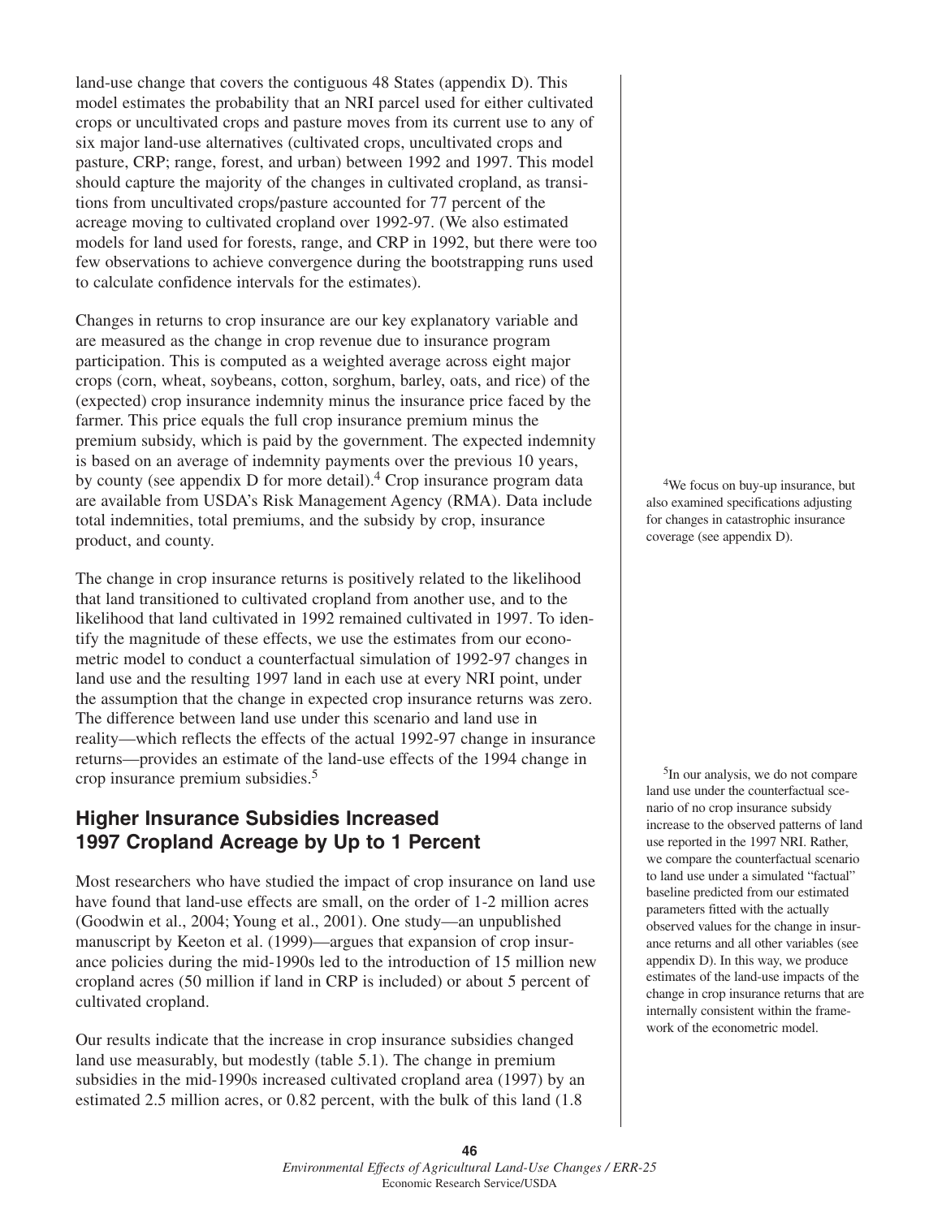land-use change that covers the contiguous 48 States (appendix D). This model estimates the probability that an NRI parcel used for either cultivated crops or uncultivated crops and pasture moves from its current use to any of six major land-use alternatives (cultivated crops, uncultivated crops and pasture, CRP; range, forest, and urban) between 1992 and 1997. This model should capture the majority of the changes in cultivated cropland, as transitions from uncultivated crops/pasture accounted for 77 percent of the acreage moving to cultivated cropland over 1992-97. (We also estimated models for land used for forests, range, and CRP in 1992, but there were too few observations to achieve convergence during the bootstrapping runs used to calculate confidence intervals for the estimates).

Changes in returns to crop insurance are our key explanatory variable and are measured as the change in crop revenue due to insurance program participation. This is computed as a weighted average across eight major crops (corn, wheat, soybeans, cotton, sorghum, barley, oats, and rice) of the (expected) crop insurance indemnity minus the insurance price faced by the farmer. This price equals the full crop insurance premium minus the premium subsidy, which is paid by the government. The expected indemnity is based on an average of indemnity payments over the previous 10 years, by county (see appendix D for more detail).[4] Crop insurance program data are available from USDA's Risk Management Agency (RMA). Data include total indemnities, total premiums, and the subsidy by crop, insurance product, and county.

[4]We focus on buy-up insurance, but also examined specifications adjusting for changes in catastrophic insurance coverage (see appendix D).

The change in crop insurance returns is positively related to the likelihood that land transitioned to cultivated cropland from another use, and to the likelihood that land cultivated in 1992 remained cultivated in 1997. To identify the magnitude of these effects, we use the estimates from our econometric model to conduct a counterfactual simulation of 1992-97 changes in land use and the resulting 1997 land in each use at every NRI point, under the assumption that the change in expected crop insurance returns was zero. The difference between land use under this scenario and land use in reality—which reflects the effects of the actual 1992-97 change in insurance returns—provides an estimate of the land-use effects of the 1994 change in crop insurance premium subsidies.[5]

[5]In our analysis, we do not compare land use under the counterfactual scenario of no crop insurance subsidy increase to the observed patterns of land use reported in the 1997 NRI. Rather, we compare the counterfactual scenario to land use under a simulated "factual" baseline predicted from our estimated parameters fitted with the actually observed values for the change in insurance returns and all other variables (see appendix D). In this way, we produce estimates of the land-use impacts of the change in crop insurance returns that are internally consistent within the framework of the econometric model.

## Higher Insurance Subsidies Increased 1997 Cropland Acreage by Up to 1 Percent

Most researchers who have studied the impact of crop insurance on land use have found that land-use effects are small, on the order of 1-2 million acres (Goodwin et al., 2004; Young et al., 2001). One study—an unpublished manuscript by Keeton et al. (1999)—argues that expansion of crop insurance policies during the mid-1990s led to the introduction of 15 million new cropland acres (50 million if land in CRP is included) or about 5 percent of cultivated cropland.

Our results indicate that the increase in crop insurance subsidies changed land use measurably, but modestly (table 5.1). The change in premium subsidies in the mid-1990s increased cultivated cropland area (1997) by an estimated 2.5 million acres, or 0.82 percent, with the bulk of this land (1.8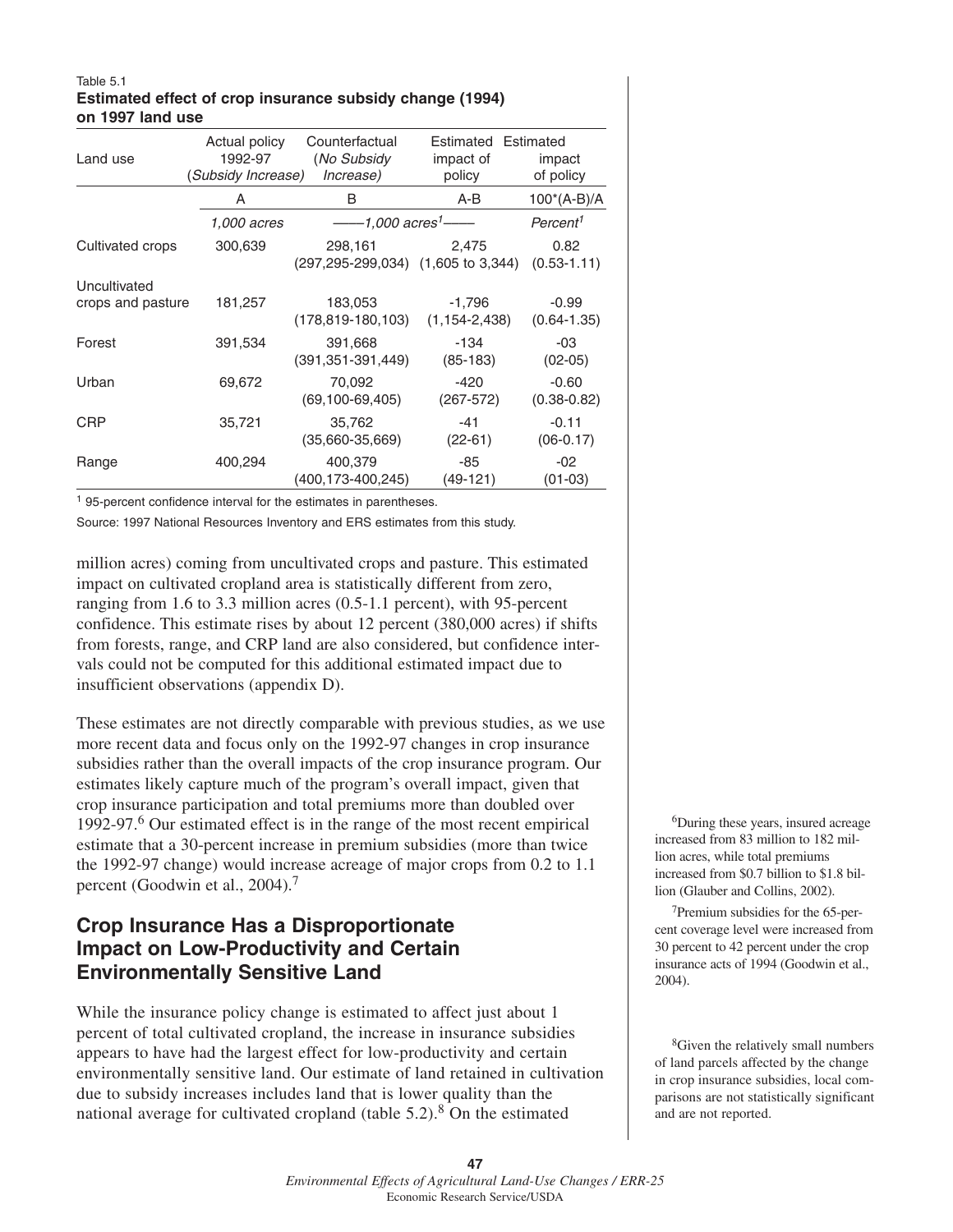Table 5.1
**Estimated effect of crop insurance subsidy change (1994) on 1997 land use**

| Land use | Actual policy 1992-97 (*Subsidy Increase*) | Counterfactual (*No Subsidy Increase*) | Estimated impact of policy | Estimated impact of policy |
|---|---|---|---|---|
| | A | B | A-B | 100*(A-B)/A |
| | *1,000 acres* | *——1,000 acres[1]——* | | *Percent[1]* |
| Cultivated crops | 300,639 | 298,161 (297,295-299,034) | 2,475 (1,605 to 3,344) | 0.82 (0.53-1.11) |
| Uncultivated crops and pasture | 181,257 | 183,053 (178,819-180,103) | -1,796 (1,154-2,438) | -0.99 (0.64-1.35) |
| Forest | 391,534 | 391,668 (391,351-391,449) | -134 (85-183) | -03 (02-05) |
| Urban | 69,672 | 70,092 (69,100-69,405) | -420 (267-572) | -0.60 (0.38-0.82) |
| CRP | 35,721 | 35,762 (35,660-35,669) | -41 (22-61) | -0.11 (06-0.17) |
| Range | 400,294 | 400,379 (400,173-400,245) | -85 (49-121) | -02 (01-03) |

[1] 95-percent confidence interval for the estimates in parentheses.

Source: 1997 National Resources Inventory and ERS estimates from this study.

million acres) coming from uncultivated crops and pasture. This estimated impact on cultivated cropland area is statistically different from zero, ranging from 1.6 to 3.3 million acres (0.5-1.1 percent), with 95-percent confidence. This estimate rises by about 12 percent (380,000 acres) if shifts from forests, range, and CRP land are also considered, but confidence intervals could not be computed for this additional estimated impact due to insufficient observations (appendix D).

These estimates are not directly comparable with previous studies, as we use more recent data and focus only on the 1992-97 changes in crop insurance subsidies rather than the overall impacts of the crop insurance program. Our estimates likely capture much of the program's overall impact, given that crop insurance participation and total premiums more than doubled over 1992-97.[6] Our estimated effect is in the range of the most recent empirical estimate that a 30-percent increase in premium subsidies (more than twice the 1992-97 change) would increase acreage of major crops from 0.2 to 1.1 percent (Goodwin et al., 2004).[7]

## Crop Insurance Has a Disproportionate Impact on Low-Productivity and Certain Environmentally Sensitive Land

While the insurance policy change is estimated to affect just about 1 percent of total cultivated cropland, the increase in insurance subsidies appears to have had the largest effect for low-productivity and certain environmentally sensitive land. Our estimate of land retained in cultivation due to subsidy increases includes land that is lower quality than the national average for cultivated cropland (table 5.2).[8] On the estimated

[6] During these years, insured acreage increased from 83 million to 182 million acres, while total premiums increased from $0.7 billion to $1.8 billion (Glauber and Collins, 2002).

[7] Premium subsidies for the 65-percent coverage level were increased from 30 percent to 42 percent under the crop insurance acts of 1994 (Goodwin et al., 2004).

[8] Given the relatively small numbers of land parcels affected by the change in crop insurance subsidies, local comparisons are not statistically significant and are not reported.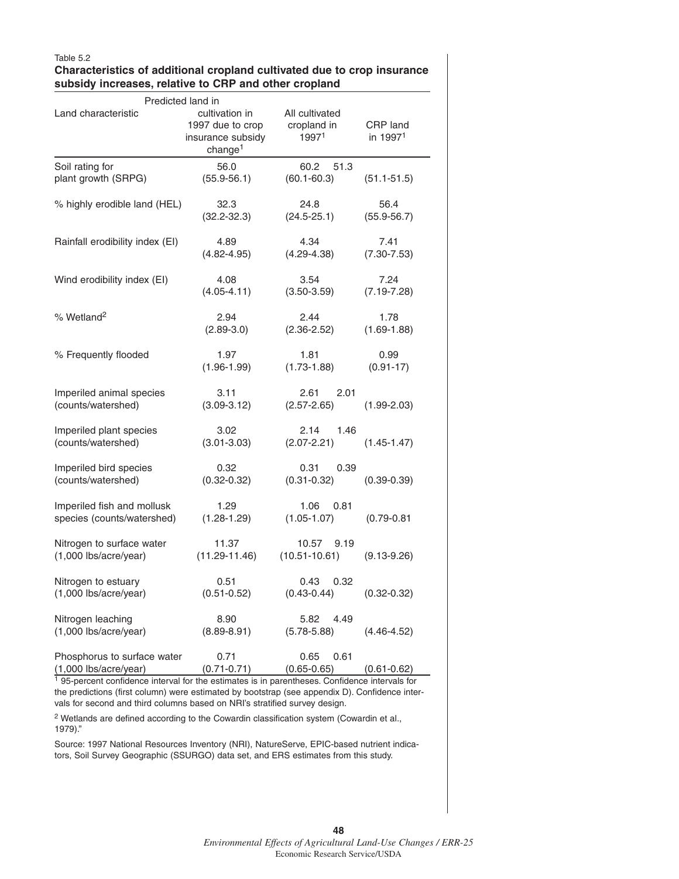Table 5.2

**Characteristics of additional cropland cultivated due to crop insurance subsidy increases, relative to CRP and other cropland**

| Land characteristic | Predicted land in cultivation in 1997 due to crop insurance subsidy change[1] | All cultivated cropland in 1997[1] | CRP land in 1997[1] |
|---|---|---|---|
| Soil rating for plant growth (SRPG) | 56.0 (55.9-56.1) | 60.2 (60.1-60.3) | 51.3 (51.1-51.5) |
| % highly erodible land (HEL) | 32.3 (32.2-32.3) | 24.8 (24.5-25.1) | 56.4 (55.9-56.7) |
| Rainfall erodibility index (EI) | 4.89 (4.82-4.95) | 4.34 (4.29-4.38) | 7.41 (7.30-7.53) |
| Wind erodibility index (EI) | 4.08 (4.05-4.11) | 3.54 (3.50-3.59) | 7.24 (7.19-7.28) |
| % Wetland[2] | 2.94 (2.89-3.0) | 2.44 (2.36-2.52) | 1.78 (1.69-1.88) |
| % Frequently flooded | 1.97 (1.96-1.99) | 1.81 (1.73-1.88) | 0.99 (0.91-17) |
| Imperiled animal species (counts/watershed) | 3.11 (3.09-3.12) | 2.61 (2.57-2.65) | 2.01 (1.99-2.03) |
| Imperiled plant species (counts/watershed) | 3.02 (3.01-3.03) | 2.14 (2.07-2.21) | 1.46 (1.45-1.47) |
| Imperiled bird species (counts/watershed) | 0.32 (0.32-0.32) | 0.31 (0.31-0.32) | 0.39 (0.39-0.39) |
| Imperiled fish and mollusk species (counts/watershed) | 1.29 (1.28-1.29) | 1.06 (1.05-1.07) | 0.81 (0.79-0.81 |
| Nitrogen to surface water (1,000 lbs/acre/year) | 11.37 (11.29-11.46) | 10.57 (10.51-10.61) | 9.19 (9.13-9.26) |
| Nitrogen to estuary (1,000 lbs/acre/year) | 0.51 (0.51-0.52) | 0.43 (0.43-0.44) | 0.32 (0.32-0.32) |
| Nitrogen leaching (1,000 lbs/acre/year) | 8.90 (8.89-8.91) | 5.82 (5.78-5.88) | 4.49 (4.46-4.52) |
| Phosphorus to surface water (1,000 lbs/acre/year) | 0.71 (0.71-0.71) | 0.65 (0.65-0.65) | 0.61 (0.61-0.62) |

[1] 95-percent confidence interval for the estimates is in parentheses. Confidence intervals for the predictions (first column) were estimated by bootstrap (see appendix D). Confidence intervals for second and third columns based on NRI's stratified survey design.

[2] Wetlands are defined according to the Cowardin classification system (Cowardin et al., 1979)."

Source: 1997 National Resources Inventory (NRI), NatureServe, EPIC-based nutrient indicators, Soil Survey Geographic (SSURGO) data set, and ERS estimates from this study.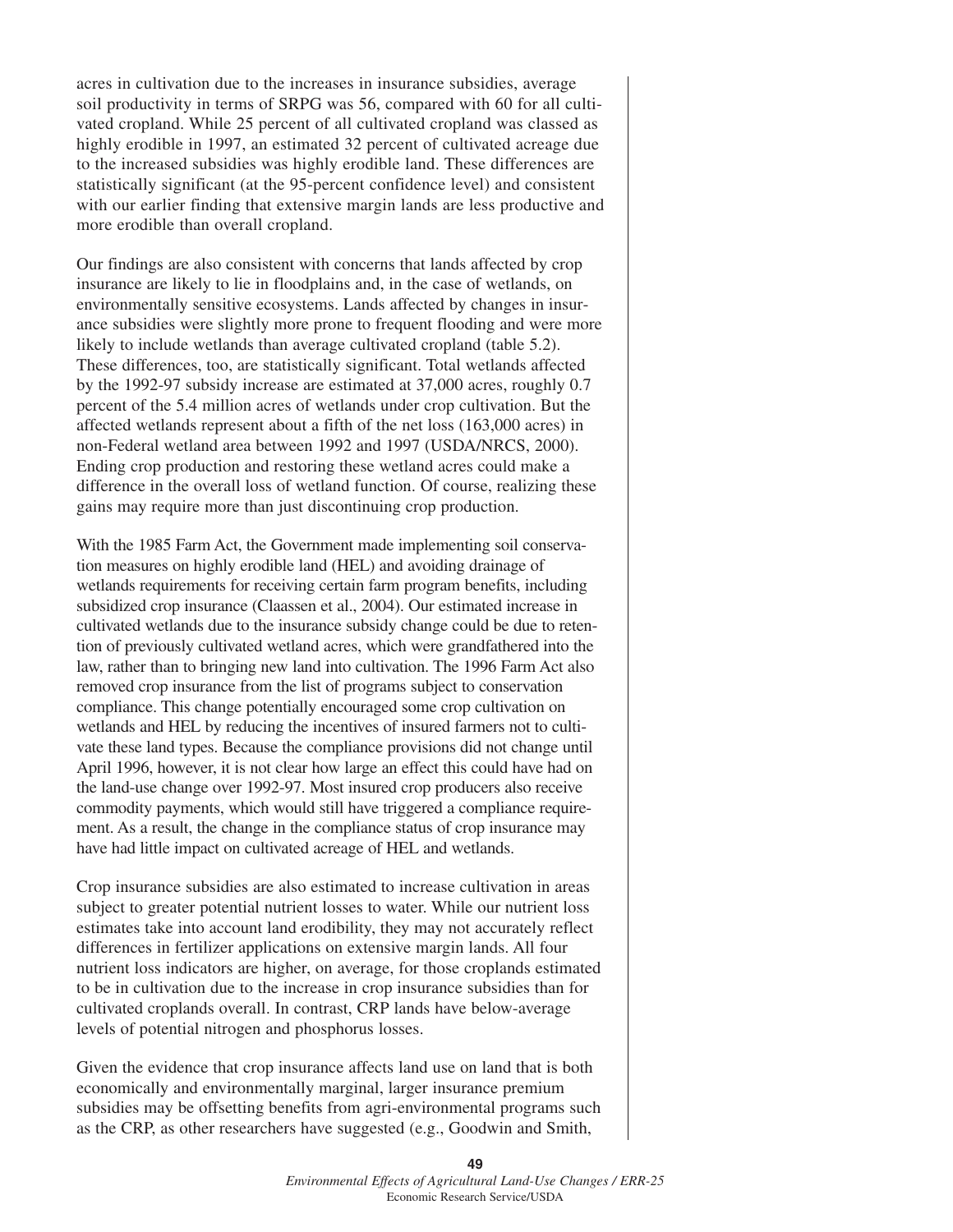acres in cultivation due to the increases in insurance subsidies, average soil productivity in terms of SRPG was 56, compared with 60 for all cultivated cropland. While 25 percent of all cultivated cropland was classed as highly erodible in 1997, an estimated 32 percent of cultivated acreage due to the increased subsidies was highly erodible land. These differences are statistically significant (at the 95-percent confidence level) and consistent with our earlier finding that extensive margin lands are less productive and more erodible than overall cropland.

Our findings are also consistent with concerns that lands affected by crop insurance are likely to lie in floodplains and, in the case of wetlands, on environmentally sensitive ecosystems. Lands affected by changes in insurance subsidies were slightly more prone to frequent flooding and were more likely to include wetlands than average cultivated cropland (table 5.2). These differences, too, are statistically significant. Total wetlands affected by the 1992-97 subsidy increase are estimated at 37,000 acres, roughly 0.7 percent of the 5.4 million acres of wetlands under crop cultivation. But the affected wetlands represent about a fifth of the net loss (163,000 acres) in non-Federal wetland area between 1992 and 1997 (USDA/NRCS, 2000). Ending crop production and restoring these wetland acres could make a difference in the overall loss of wetland function. Of course, realizing these gains may require more than just discontinuing crop production.

With the 1985 Farm Act, the Government made implementing soil conservation measures on highly erodible land (HEL) and avoiding drainage of wetlands requirements for receiving certain farm program benefits, including subsidized crop insurance (Claassen et al., 2004). Our estimated increase in cultivated wetlands due to the insurance subsidy change could be due to retention of previously cultivated wetland acres, which were grandfathered into the law, rather than to bringing new land into cultivation. The 1996 Farm Act also removed crop insurance from the list of programs subject to conservation compliance. This change potentially encouraged some crop cultivation on wetlands and HEL by reducing the incentives of insured farmers not to cultivate these land types. Because the compliance provisions did not change until April 1996, however, it is not clear how large an effect this could have had on the land-use change over 1992-97. Most insured crop producers also receive commodity payments, which would still have triggered a compliance requirement. As a result, the change in the compliance status of crop insurance may have had little impact on cultivated acreage of HEL and wetlands.

Crop insurance subsidies are also estimated to increase cultivation in areas subject to greater potential nutrient losses to water. While our nutrient loss estimates take into account land erodibility, they may not accurately reflect differences in fertilizer applications on extensive margin lands. All four nutrient loss indicators are higher, on average, for those croplands estimated to be in cultivation due to the increase in crop insurance subsidies than for cultivated croplands overall. In contrast, CRP lands have below-average levels of potential nitrogen and phosphorus losses.

Given the evidence that crop insurance affects land use on land that is both economically and environmentally marginal, larger insurance premium subsidies may be offsetting benefits from agri-environmental programs such as the CRP, as other researchers have suggested (e.g., Goodwin and Smith,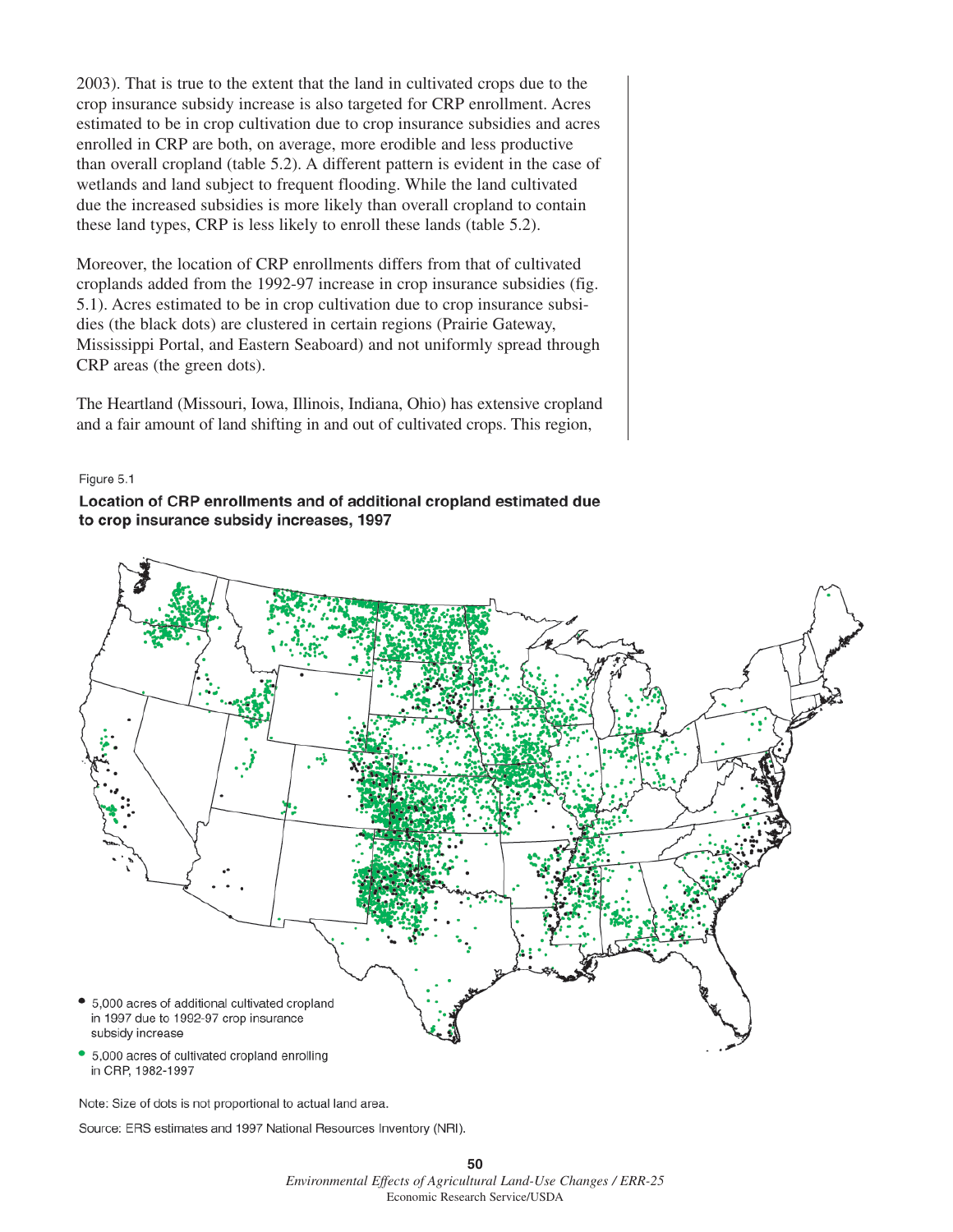2003). That is true to the extent that the land in cultivated crops due to the crop insurance subsidy increase is also targeted for CRP enrollment. Acres estimated to be in crop cultivation due to crop insurance subsidies and acres enrolled in CRP are both, on average, more erodible and less productive than overall cropland (table 5.2). A different pattern is evident in the case of wetlands and land subject to frequent flooding. While the land cultivated due the increased subsidies is more likely than overall cropland to contain these land types, CRP is less likely to enroll these lands (table 5.2).

Moreover, the location of CRP enrollments differs from that of cultivated croplands added from the 1992-97 increase in crop insurance subsidies (fig. 5.1). Acres estimated to be in crop cultivation due to crop insurance subsidies (the black dots) are clustered in certain regions (Prairie Gateway, Mississippi Portal, and Eastern Seaboard) and not uniformly spread through CRP areas (the green dots).

The Heartland (Missouri, Iowa, Illinois, Indiana, Ohio) has extensive cropland and a fair amount of land shifting in and out of cultivated crops. This region,

Figure 5.1

**Location of CRP enrollments and of additional cropland estimated due to crop insurance subsidy increases, 1997**

- 5,000 acres of additional cultivated cropland in 1997 due to 1992-97 crop insurance subsidy increase
- 5,000 acres of cultivated cropland enrolling in CRP, 1982-1997

Note: Size of dots is not proportional to actual land area.

Source: ERS estimates and 1997 National Resources Inventory (NRI).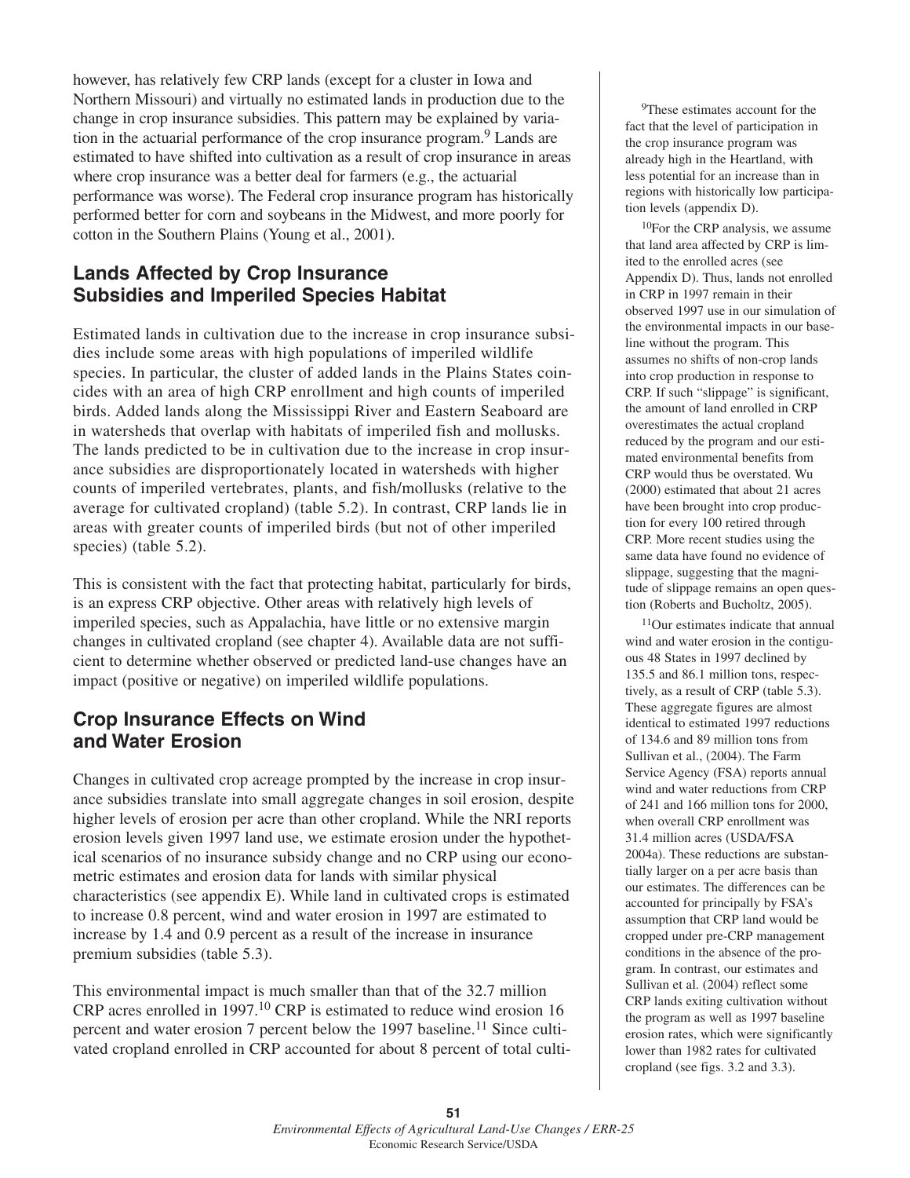however, has relatively few CRP lands (except for a cluster in Iowa and Northern Missouri) and virtually no estimated lands in production due to the change in crop insurance subsidies. This pattern may be explained by variation in the actuarial performance of the crop insurance program.[9] Lands are estimated to have shifted into cultivation as a result of crop insurance in areas where crop insurance was a better deal for farmers (e.g., the actuarial performance was worse). The Federal crop insurance program has historically performed better for corn and soybeans in the Midwest, and more poorly for cotton in the Southern Plains (Young et al., 2001).

## Lands Affected by Crop Insurance Subsidies and Imperiled Species Habitat

Estimated lands in cultivation due to the increase in crop insurance subsidies include some areas with high populations of imperiled wildlife species. In particular, the cluster of added lands in the Plains States coincides with an area of high CRP enrollment and high counts of imperiled birds. Added lands along the Mississippi River and Eastern Seaboard are in watersheds that overlap with habitats of imperiled fish and mollusks. The lands predicted to be in cultivation due to the increase in crop insurance subsidies are disproportionately located in watersheds with higher counts of imperiled vertebrates, plants, and fish/mollusks (relative to the average for cultivated cropland) (table 5.2). In contrast, CRP lands lie in areas with greater counts of imperiled birds (but not of other imperiled species) (table 5.2).

This is consistent with the fact that protecting habitat, particularly for birds, is an express CRP objective. Other areas with relatively high levels of imperiled species, such as Appalachia, have little or no extensive margin changes in cultivated cropland (see chapter 4). Available data are not sufficient to determine whether observed or predicted land-use changes have an impact (positive or negative) on imperiled wildlife populations.

## Crop Insurance Effects on Wind and Water Erosion

Changes in cultivated crop acreage prompted by the increase in crop insurance subsidies translate into small aggregate changes in soil erosion, despite higher levels of erosion per acre than other cropland. While the NRI reports erosion levels given 1997 land use, we estimate erosion under the hypothetical scenarios of no insurance subsidy change and no CRP using our econometric estimates and erosion data for lands with similar physical characteristics (see appendix E). While land in cultivated crops is estimated to increase 0.8 percent, wind and water erosion in 1997 are estimated to increase by 1.4 and 0.9 percent as a result of the increase in insurance premium subsidies (table 5.3).

This environmental impact is much smaller than that of the 32.7 million CRP acres enrolled in 1997.[10] CRP is estimated to reduce wind erosion 16 percent and water erosion 7 percent below the 1997 baseline.[11] Since cultivated cropland enrolled in CRP accounted for about 8 percent of total culti-

[9]These estimates account for the fact that the level of participation in the crop insurance program was already high in the Heartland, with less potential for an increase than in regions with historically low participation levels (appendix D).

[10]For the CRP analysis, we assume that land area affected by CRP is limited to the enrolled acres (see Appendix D). Thus, lands not enrolled in CRP in 1997 remain in their observed 1997 use in our simulation of the environmental impacts in our baseline without the program. This assumes no shifts of non-crop lands into crop production in response to CRP. If such "slippage" is significant, the amount of land enrolled in CRP overestimates the actual cropland reduced by the program and our estimated environmental benefits from CRP would thus be overstated. Wu (2000) estimated that about 21 acres have been brought into crop production for every 100 retired through CRP. More recent studies using the same data have found no evidence of slippage, suggesting that the magnitude of slippage remains an open question (Roberts and Bucholtz, 2005).

[11]Our estimates indicate that annual wind and water erosion in the contiguous 48 States in 1997 declined by 135.5 and 86.1 million tons, respectively, as a result of CRP (table 5.3). These aggregate figures are almost identical to estimated 1997 reductions of 134.6 and 89 million tons from Sullivan et al., (2004). The Farm Service Agency (FSA) reports annual wind and water reductions from CRP of 241 and 166 million tons for 2000, when overall CRP enrollment was 31.4 million acres (USDA/FSA 2004a). These reductions are substantially larger on a per acre basis than our estimates. The differences can be accounted for principally by FSA's assumption that CRP land would be cropped under pre-CRP management conditions in the absence of the program. In contrast, our estimates and Sullivan et al. (2004) reflect some CRP lands exiting cultivation without the program as well as 1997 baseline erosion rates, which were significantly lower than 1982 rates for cultivated cropland (see figs. 3.2 and 3.3).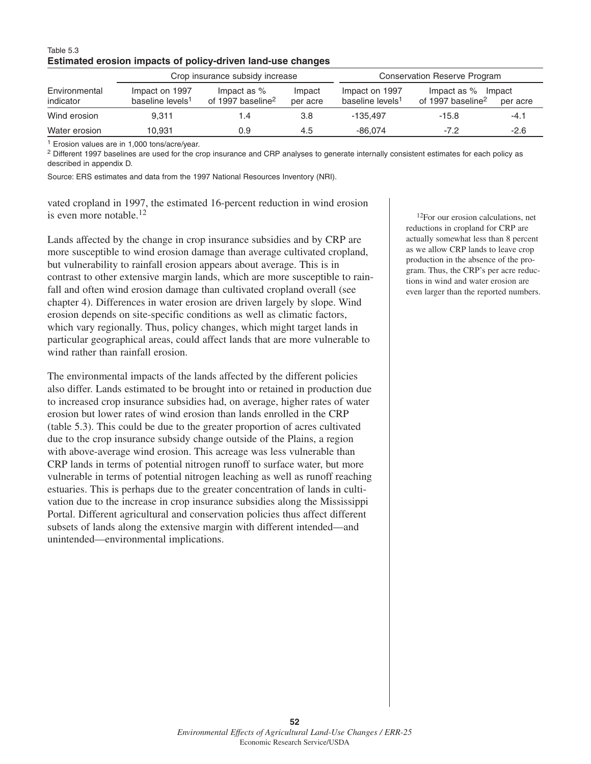Table 5.3
**Estimated erosion impacts of policy-driven land-use changes**

| Environmental indicator | Crop insurance subsidy increase | | | Conservation Reserve Program | | |
|---|---|---|---|---|---|---|
| | Impact on 1997 baseline levels[1] | Impact as % of 1997 baseline[2] | Impact per acre | Impact on 1997 baseline levels[1] | Impact as % of 1997 baseline[2] | Impact per acre |
| Wind erosion | 9,311 | 1.4 | 3.8 | -135,497 | -15.8 | -4.1 |
| Water erosion | 10,931 | 0.9 | 4.5 | -86,074 | -7.2 | -2.6 |

[1] Erosion values are in 1,000 tons/acre/year.

[2] Different 1997 baselines are used for the crop insurance and CRP analyses to generate internally consistent estimates for each policy as described in appendix D.

Source: ERS estimates and data from the 1997 National Resources Inventory (NRI).

vated cropland in 1997, the estimated 16-percent reduction in wind erosion is even more notable.[12]

Lands affected by the change in crop insurance subsidies and by CRP are more susceptible to wind erosion damage than average cultivated cropland, but vulnerability to rainfall erosion appears about average. This is in contrast to other extensive margin lands, which are more susceptible to rainfall and often wind erosion damage than cultivated cropland overall (see chapter 4). Differences in water erosion are driven largely by slope. Wind erosion depends on site-specific conditions as well as climatic factors, which vary regionally. Thus, policy changes, which might target lands in particular geographical areas, could affect lands that are more vulnerable to wind rather than rainfall erosion.

The environmental impacts of the lands affected by the different policies also differ. Lands estimated to be brought into or retained in production due to increased crop insurance subsidies had, on average, higher rates of water erosion but lower rates of wind erosion than lands enrolled in the CRP (table 5.3). This could be due to the greater proportion of acres cultivated due to the crop insurance subsidy change outside of the Plains, a region with above-average wind erosion. This acreage was less vulnerable than CRP lands in terms of potential nitrogen runoff to surface water, but more vulnerable in terms of potential nitrogen leaching as well as runoff reaching estuaries. This is perhaps due to the greater concentration of lands in cultivation due to the increase in crop insurance subsidies along the Mississippi Portal. Different agricultural and conservation policies thus affect different subsets of lands along the extensive margin with different intended—and unintended—environmental implications.

[12] For our erosion calculations, net reductions in cropland for CRP are actually somewhat less than 8 percent as we allow CRP lands to leave crop production in the absence of the program. Thus, the CRP's per acre reductions in wind and water erosion are even larger than the reported numbers.